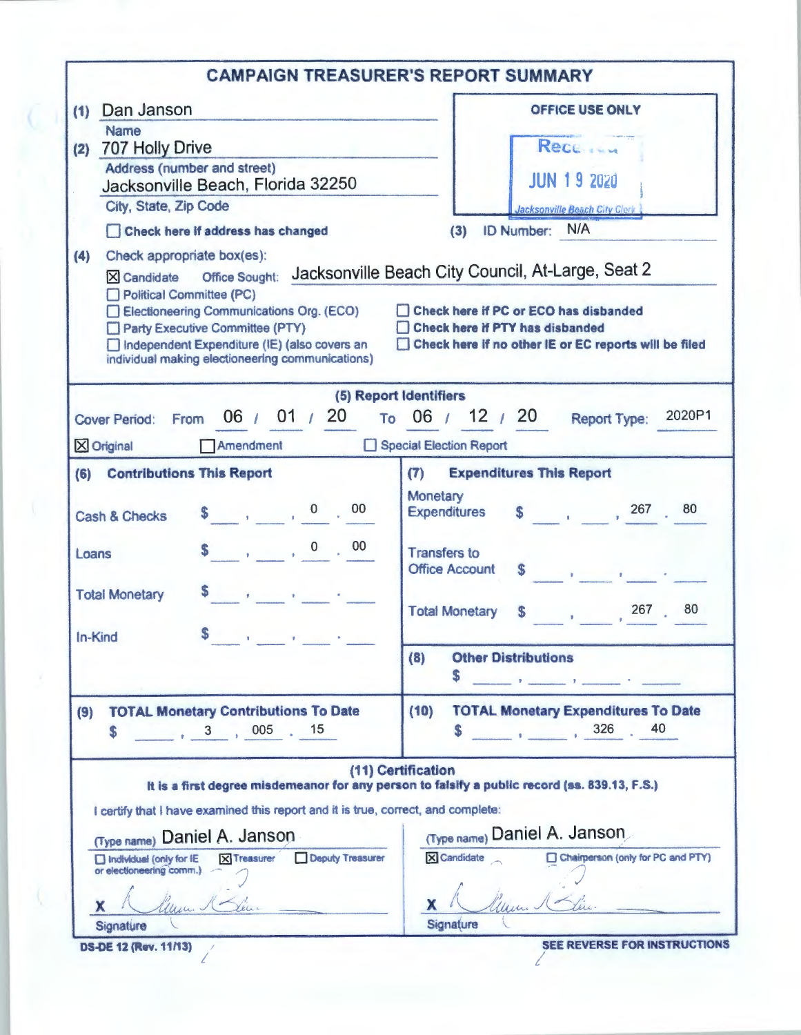# CAMPAIGN TREASURER'S REPORT SUMMARY

**(1)** Dan Janson
Name

**(2)** 707 Holly Drive
Address (number and street)

Jacksonville Beach, Florida 32250
City, State, Zip Code

☐ **Check here if address has changed**

**OFFICE USE ONLY**

Rece...
JUN 19 2020
Jacksonville Beach City Clerk

**(3)** ID Number: N/A

**(4)** Check appropriate box(es):

☒ Candidate Office Sought: Jacksonville Beach City Council, At-Large, Seat 2

☐ Political Committee (PC)

☐ Electioneering Communications Org. (ECO) ☐ **Check here if PC or ECO has disbanded**

☐ Party Executive Committee (PTY) ☐ **Check here if PTY has disbanded**

☐ Independent Expenditure (IE) (also covers an individual making electioneering communications) ☐ **Check here if no other IE or EC reports will be filed**

## (5) Report Identifiers

Cover Period: From 06 / 01 / 20 To 06 / 12 / 20 Report Type: 2020P1

☒ Original ☐ Amendment ☐ Special Election Report

| **(6) Contributions This Report** | | **(7) Expenditures This Report** | |
|---|---|---|---|
| Cash & Checks | $ 0.00 | Monetary Expenditures | $ 267.80 |
| Loans | $ 0.00 | Transfers to Office Account | $ |
| Total Monetary | $ | Total Monetary | $ 267.80 |
| In-Kind | $ | **(8) Other Distributions** | $ |

| **(9) TOTAL Monetary Contributions To Date** | **(10) TOTAL Monetary Expenditures To Date** |
|---|---|
| $ 3,005.15 | $ 326.40 |

## (11) Certification

**It is a first degree misdemeanor for any person to falsify a public record (ss. 839.13, F.S.)**

I certify that I have examined this report and it is true, correct, and complete:

(Type name) Daniel A. Janson

☐ Individual (only for IE or electioneering comm.) ☒ Treasurer ☐ Deputy Treasurer

X [signature]
Signature

(Type name) Daniel A. Janson

☒ Candidate ☐ Chairperson (only for PC and PTY)

X [signature]
Signature

DS-DE 12 (Rev. 11/13)

**SEE REVERSE FOR INSTRUCTIONS**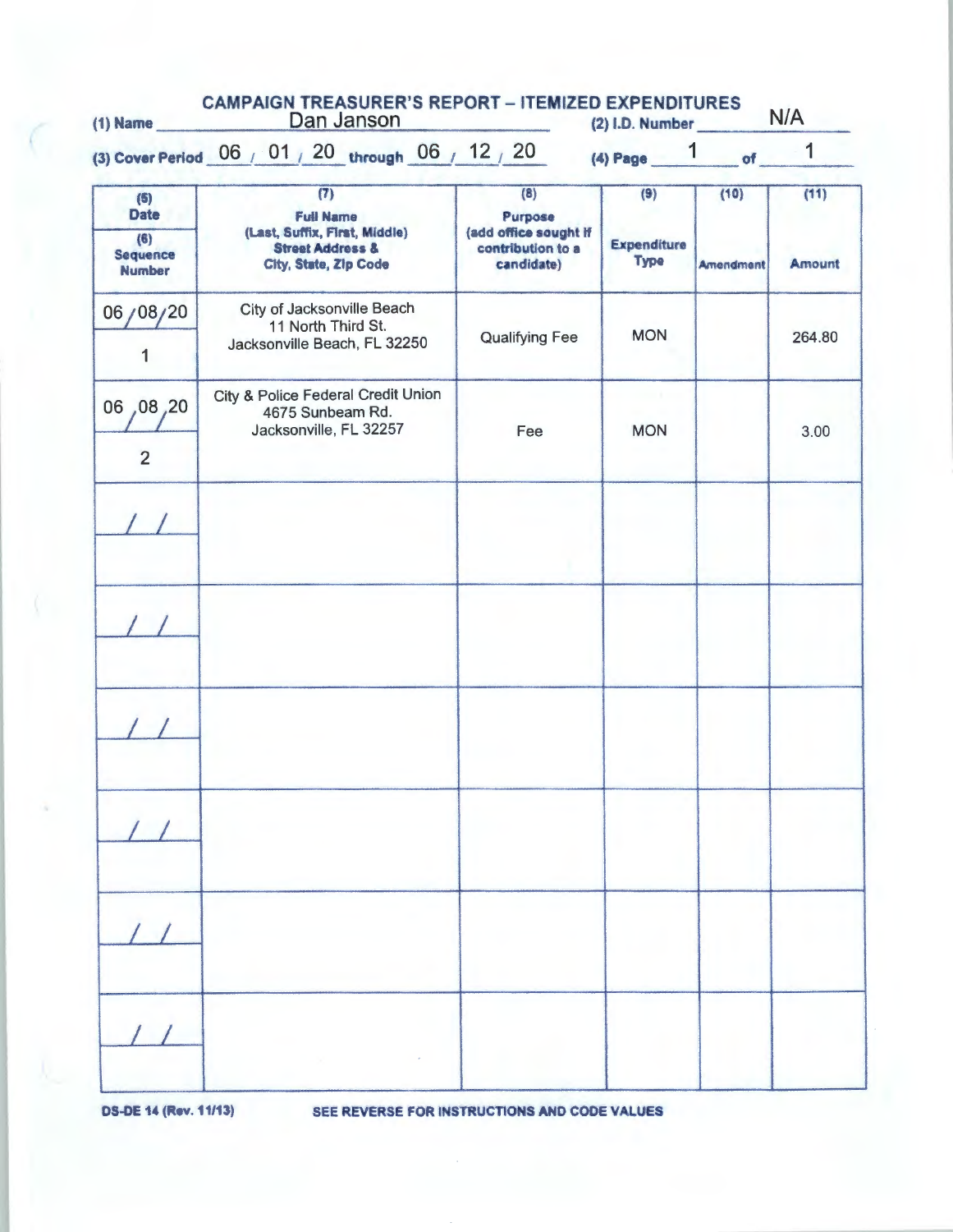# CAMPAIGN TREASURER'S REPORT – ITEMIZED EXPENDITURES

**(1) Name** Dan Janson **(2) I.D. Number** N/A

**(3) Cover Period** 06 / 01 / 20 **through** 06 / 12 / 20 **(4) Page** 1 **of** 1

| (5) Date / (6) Sequence Number | (7) Full Name (Last, Suffix, First, Middle) Street Address & City, State, Zip Code | (8) Purpose (add office sought if contribution to a candidate) | (9) Expenditure Type | (10) Amendment | (11) Amount |
|---|---|---|---|---|---|
| 06/08/20<br>1 | City of Jacksonville Beach<br>11 North Third St.<br>Jacksonville Beach, FL 32250 | Qualifying Fee | MON | | 264.80 |
| 06/08/20<br>2 | City & Police Federal Credit Union<br>4675 Sunbeam Rd.<br>Jacksonville, FL 32257 | Fee | MON | | 3.00 |
| / / | | | | | |
| / / | | | | | |
| / / | | | | | |
| / / | | | | | |
| / / | | | | | |
| / / | | | | | |

DS-DE 14 (Rev. 11/13) SEE REVERSE FOR INSTRUCTIONS AND CODE VALUES